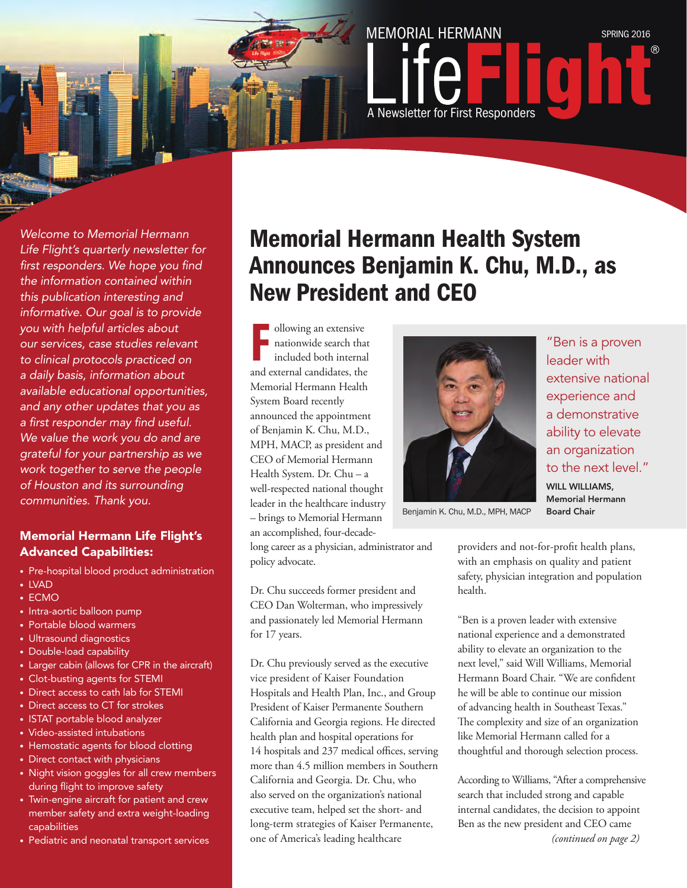# MEMORIAL HERMANN LifeFlight®

A Newsletter for First Responders

SPRING 2016

*Welcome to Memorial Hermann Life Flight's quarterly newsletter for first responders. We hope you find the information contained within this publication interesting and informative. Our goal is to provide you with helpful articles about our services, case studies relevant to clinical protocols practiced on a daily basis, information about available educational opportunities, and any other updates that you as a first responder may find useful. We value the work you do and are grateful for your partnership as we work together to serve the people of Houston and its surrounding communities. Thank you.*

### Memorial Hermann Life Flight's Advanced Capabilities:

- Pre-hospital blood product administration
- LVAD
- ECMO
- Intra-aortic balloon pump
- Portable blood warmers
- Ultrasound diagnostics
- Double-load capability
- Larger cabin (allows for CPR in the aircraft)
- Clot-busting agents for STEMI
- Direct access to cath lab for STEMI
- Direct access to CT for strokes
- ISTAT portable blood analyzer
- Video-assisted intubations
- Hemostatic agents for blood clotting
- Direct contact with physicians
- Night vision goggles for all crew members during flight to improve safety
- Twin-engine aircraft for patient and crew member safety and extra weight-loading capabilities
- Pediatric and neonatal transport services

## Memorial Hermann Health System Announces Benjamin K. Chu, M.D., as New President and CEO

Following an extensive nationwide search that included both internal and external candidates, the Memorial Hermann Health System Board recently announced the appointment of Benjamin K. Chu, M.D., MPH, MACP, as president and CEO of Memorial Hermann Health System. Dr. Chu – a well-respected national thought leader in the healthcare industry – brings to Memorial Hermann an accomplished, four-decade-long career as a physician, administrator and policy advocate.

Benjamin K. Chu, M.D., MPH, MACP

"Ben is a proven leader with extensive national experience and a demonstrative ability to elevate an organization to the next level."

**WILL WILLIAMS, Memorial Hermann Board Chair**

Dr. Chu succeeds former president and CEO Dan Wolterman, who impressively and passionately led Memorial Hermann for 17 years.

Dr. Chu previously served as the executive vice president of Kaiser Foundation Hospitals and Health Plan, Inc., and Group President of Kaiser Permanente Southern California and Georgia regions. He directed health plan and hospital operations for 14 hospitals and 237 medical offices, serving more than 4.5 million members in Southern California and Georgia. Dr. Chu, who also served on the organization's national executive team, helped set the short- and long-term strategies of Kaiser Permanente, one of America's leading healthcare providers and not-for-profit health plans, with an emphasis on quality and patient safety, physician integration and population health.

"Ben is a proven leader with extensive national experience and a demonstrated ability to elevate an organization to the next level," said Will Williams, Memorial Hermann Board Chair. "We are confident he will be able to continue our mission of advancing health in Southeast Texas." The complexity and size of an organization like Memorial Hermann called for a thoughtful and thorough selection process.

According to Williams, "After a comprehensive search that included strong and capable internal candidates, the decision to appoint Ben as the new president and CEO came

*(continued on page 2)*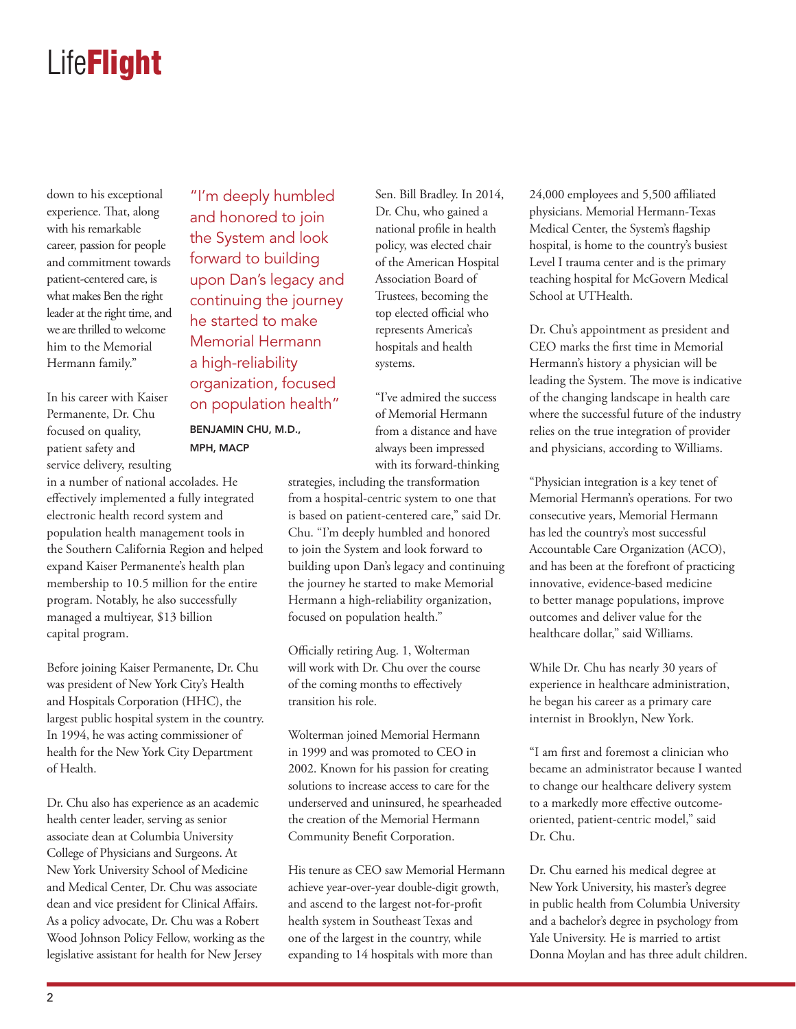down to his exceptional experience. That, along with his remarkable career, passion for people and commitment towards patient-centered care, is what makes Ben the right leader at the right time, and we are thrilled to welcome him to the Memorial Hermann family."

> "I'm deeply humbled and honored to join the System and look forward to building upon Dan's legacy and continuing the journey he started to make Memorial Hermann a high-reliability organization, focused on population health"
>
> **BENJAMIN CHU, M.D., MPH, MACP**

In his career with Kaiser Permanente, Dr. Chu focused on quality, patient safety and service delivery, resulting in a number of national accolades. He effectively implemented a fully integrated electronic health record system and population health management tools in the Southern California Region and helped expand Kaiser Permanente's health plan membership to 10.5 million for the entire program. Notably, he also successfully managed a multiyear, $13 billion capital program.

Before joining Kaiser Permanente, Dr. Chu was president of New York City's Health and Hospitals Corporation (HHC), the largest public hospital system in the country. In 1994, he was acting commissioner of health for the New York City Department of Health.

Dr. Chu also has experience as an academic health center leader, serving as senior associate dean at Columbia University College of Physicians and Surgeons. At New York University School of Medicine and Medical Center, Dr. Chu was associate dean and vice president for Clinical Affairs. As a policy advocate, Dr. Chu was a Robert Wood Johnson Policy Fellow, working as the legislative assistant for health for New Jersey Sen. Bill Bradley. In 2014, Dr. Chu, who gained a national profile in health policy, was elected chair of the American Hospital Association Board of Trustees, becoming the top elected official who represents America's hospitals and health systems.

"I've admired the success of Memorial Hermann from a distance and have always been impressed with its forward-thinking strategies, including the transformation from a hospital-centric system to one that is based on patient-centered care," said Dr. Chu. "I'm deeply humbled and honored to join the System and look forward to building upon Dan's legacy and continuing the journey he started to make Memorial Hermann a high-reliability organization, focused on population health."

Officially retiring Aug. 1, Wolterman will work with Dr. Chu over the course of the coming months to effectively transition his role.

Wolterman joined Memorial Hermann in 1999 and was promoted to CEO in 2002. Known for his passion for creating solutions to increase access to care for the underserved and uninsured, he spearheaded the creation of the Memorial Hermann Community Benefit Corporation.

His tenure as CEO saw Memorial Hermann achieve year-over-year double-digit growth, and ascend to the largest not-for-profit health system in Southeast Texas and one of the largest in the country, while expanding to 14 hospitals with more than 24,000 employees and 5,500 affiliated physicians. Memorial Hermann-Texas Medical Center, the System's flagship hospital, is home to the country's busiest Level I trauma center and is the primary teaching hospital for McGovern Medical School at UTHealth.

Dr. Chu's appointment as president and CEO marks the first time in Memorial Hermann's history a physician will be leading the System. The move is indicative of the changing landscape in health care where the successful future of the industry relies on the true integration of provider and physicians, according to Williams.

"Physician integration is a key tenet of Memorial Hermann's operations. For two consecutive years, Memorial Hermann has led the country's most successful Accountable Care Organization (ACO), and has been at the forefront of practicing innovative, evidence-based medicine to better manage populations, improve outcomes and deliver value for the healthcare dollar," said Williams.

While Dr. Chu has nearly 30 years of experience in healthcare administration, he began his career as a primary care internist in Brooklyn, New York.

"I am first and foremost a clinician who became an administrator because I wanted to change our healthcare delivery system to a markedly more effective outcome-oriented, patient-centric model," said Dr. Chu.

Dr. Chu earned his medical degree at New York University, his master's degree in public health from Columbia University and a bachelor's degree in psychology from Yale University. He is married to artist Donna Moylan and has three adult children.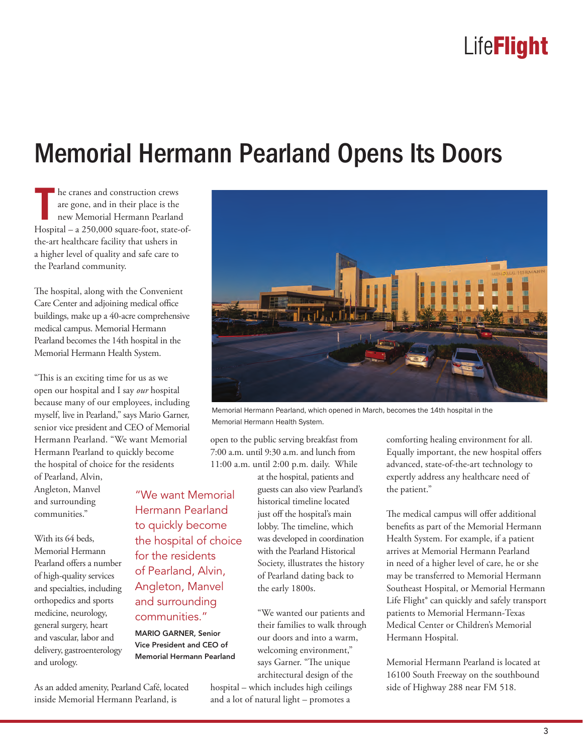# Memorial Hermann Pearland Opens Its Doors

The cranes and construction crews are gone, and in their place is the new Memorial Hermann Pearland Hospital – a 250,000 square-foot, state-of-the-art healthcare facility that ushers in a higher level of quality and safe care to the Pearland community.

The hospital, along with the Convenient Care Center and adjoining medical office buildings, make up a 40-acre comprehensive medical campus. Memorial Hermann Pearland becomes the 14th hospital in the Memorial Hermann Health System.

"This is an exciting time for us as we open our hospital and I say *our* hospital because many of our employees, including myself, live in Pearland," says Mario Garner, senior vice president and CEO of Memorial Hermann Pearland. "We want Memorial Hermann Pearland to quickly become the hospital of choice for the residents of Pearland, Alvin, Angleton, Manvel and surrounding communities."

> "We want Memorial Hermann Pearland to quickly become the hospital of choice for the residents of Pearland, Alvin, Angleton, Manvel and surrounding communities."
>
> **MARIO GARNER, Senior Vice President and CEO of Memorial Hermann Pearland**

With its 64 beds, Memorial Hermann Pearland offers a number of high-quality services and specialties, including orthopedics and sports medicine, neurology, general surgery, heart and vascular, labor and delivery, gastroenterology and urology.

As an added amenity, Pearland Café, located inside Memorial Hermann Pearland, is open to the public serving breakfast from 7:00 a.m. until 9:30 a.m. and lunch from 11:00 a.m. until 2:00 p.m. daily. While at the hospital, patients and guests can also view Pearland's historical timeline located just off the hospital's main lobby. The timeline, which was developed in coordination with the Pearland Historical Society, illustrates the history of Pearland dating back to the early 1800s.

Memorial Hermann Pearland, which opened in March, becomes the 14th hospital in the Memorial Hermann Health System.

"We wanted our patients and their families to walk through our doors and into a warm, welcoming environment," says Garner. "The unique architectural design of the hospital – which includes high ceilings and a lot of natural light – promotes a comforting healing environment for all. Equally important, the new hospital offers advanced, state-of-the-art technology to expertly address any healthcare need of the patient."

The medical campus will offer additional benefits as part of the Memorial Hermann Health System. For example, if a patient arrives at Memorial Hermann Pearland in need of a higher level of care, he or she may be transferred to Memorial Hermann Southeast Hospital, or Memorial Hermann Life Flight® can quickly and safely transport patients to Memorial Hermann-Texas Medical Center or Children's Memorial Hermann Hospital.

Memorial Hermann Pearland is located at 16100 South Freeway on the southbound side of Highway 288 near FM 518.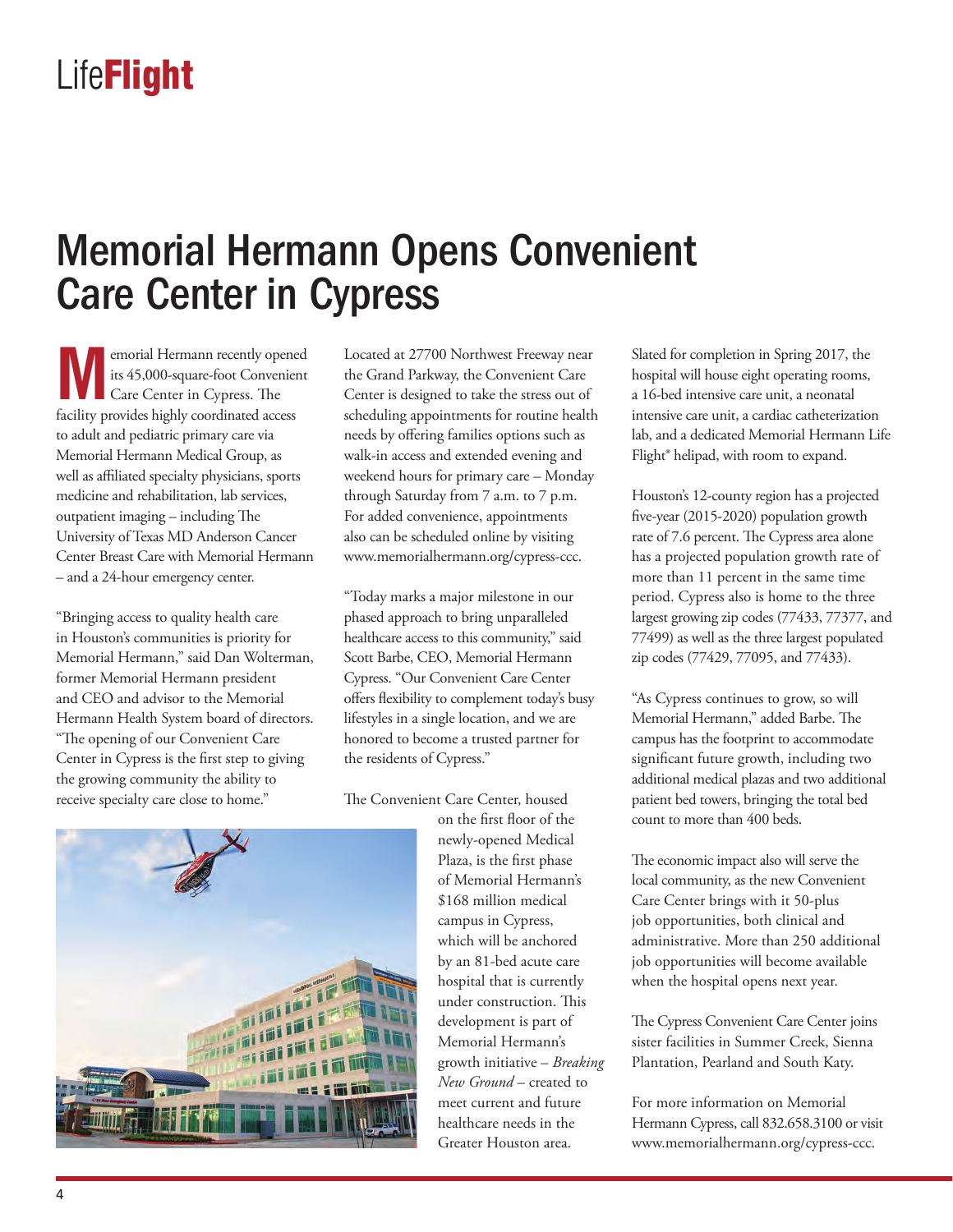# Memorial Hermann Opens Convenient Care Center in Cypress

Memorial Hermann recently opened its 45,000-square-foot Convenient Care Center in Cypress. The facility provides highly coordinated access to adult and pediatric primary care via Memorial Hermann Medical Group, as well as affiliated specialty physicians, sports medicine and rehabilitation, lab services, outpatient imaging – including The University of Texas MD Anderson Cancer Center Breast Care with Memorial Hermann – and a 24-hour emergency center.

"Bringing access to quality health care in Houston's communities is priority for Memorial Hermann," said Dan Wolterman, former Memorial Hermann president and CEO and advisor to the Memorial Hermann Health System board of directors. "The opening of our Convenient Care Center in Cypress is the first step to giving the growing community the ability to receive specialty care close to home."

Located at 27700 Northwest Freeway near the Grand Parkway, the Convenient Care Center is designed to take the stress out of scheduling appointments for routine health needs by offering families options such as walk-in access and extended evening and weekend hours for primary care – Monday through Saturday from 7 a.m. to 7 p.m. For added convenience, appointments also can be scheduled online by visiting www.memorialhermann.org/cypress-ccc.

"Today marks a major milestone in our phased approach to bring unparalleled healthcare access to this community," said Scott Barbe, CEO, Memorial Hermann Cypress. "Our Convenient Care Center offers flexibility to complement today's busy lifestyles in a single location, and we are honored to become a trusted partner for the residents of Cypress."

The Convenient Care Center, housed on the first floor of the newly-opened Medical Plaza, is the first phase of Memorial Hermann's $168 million medical campus in Cypress, which will be anchored by an 81-bed acute care hospital that is currently under construction. This development is part of Memorial Hermann's growth initiative – *Breaking New Ground* – created to meet current and future healthcare needs in the Greater Houston area.

Slated for completion in Spring 2017, the hospital will house eight operating rooms, a 16-bed intensive care unit, a neonatal intensive care unit, a cardiac catheterization lab, and a dedicated Memorial Hermann Life Flight® helipad, with room to expand.

Houston's 12-county region has a projected five-year (2015-2020) population growth rate of 7.6 percent. The Cypress area alone has a projected population growth rate of more than 11 percent in the same time period. Cypress also is home to the three largest growing zip codes (77433, 77377, and 77499) as well as the three largest populated zip codes (77429, 77095, and 77433).

"As Cypress continues to grow, so will Memorial Hermann," added Barbe. The campus has the footprint to accommodate significant future growth, including two additional medical plazas and two additional patient bed towers, bringing the total bed count to more than 400 beds.

The economic impact also will serve the local community, as the new Convenient Care Center brings with it 50-plus job opportunities, both clinical and administrative. More than 250 additional job opportunities will become available when the hospital opens next year.

The Cypress Convenient Care Center joins sister facilities in Summer Creek, Sienna Plantation, Pearland and South Katy.

For more information on Memorial Hermann Cypress, call 832.658.3100 or visit www.memorialhermann.org/cypress-ccc.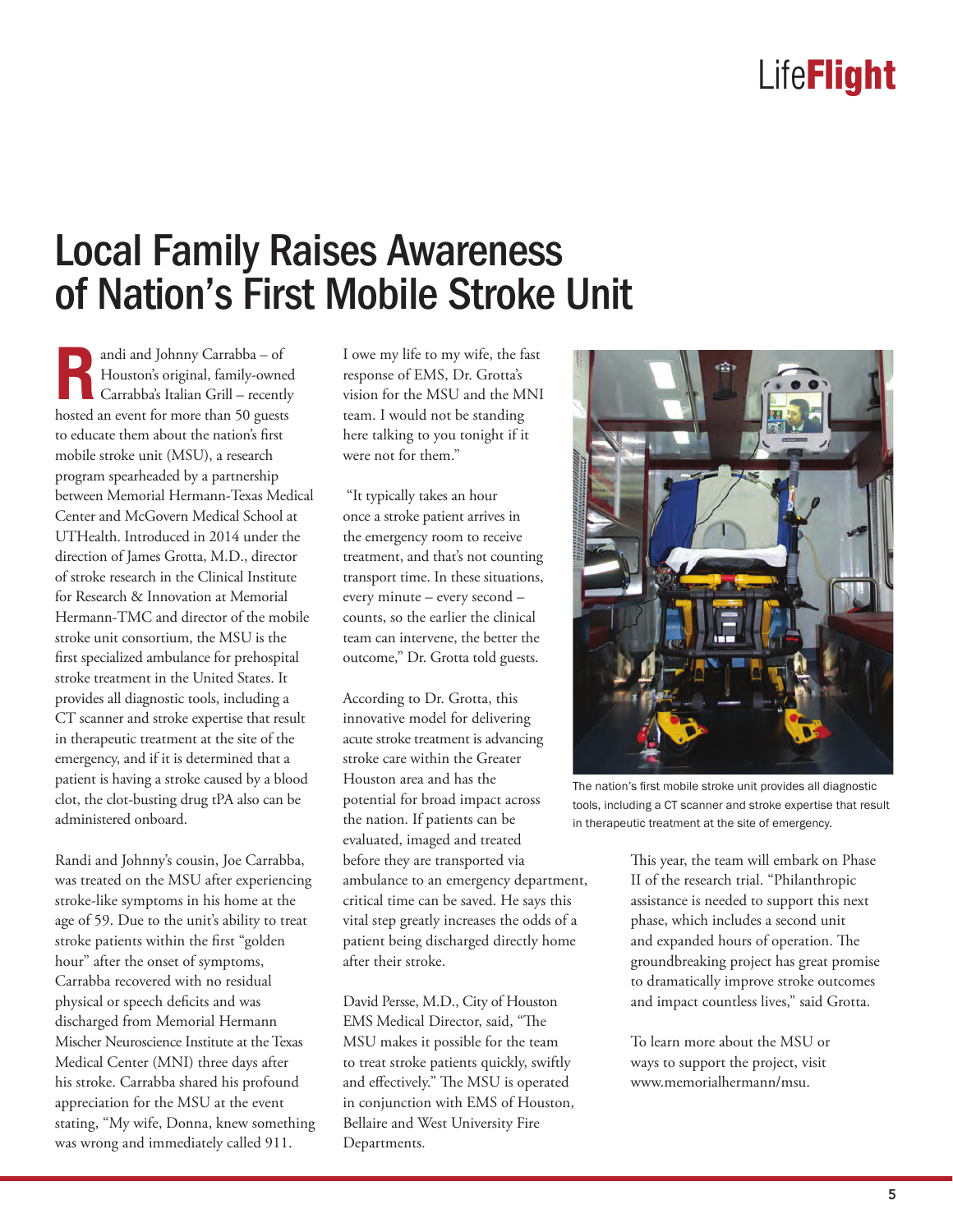# Local Family Raises Awareness of Nation's First Mobile Stroke Unit

Randi and Johnny Carrabba – of Houston's original, family-owned Carrabba's Italian Grill – recently hosted an event for more than 50 guests to educate them about the nation's first mobile stroke unit (MSU), a research program spearheaded by a partnership between Memorial Hermann-Texas Medical Center and McGovern Medical School at UTHealth. Introduced in 2014 under the direction of James Grotta, M.D., director of stroke research in the Clinical Institute for Research & Innovation at Memorial Hermann-TMC and director of the mobile stroke unit consortium, the MSU is the first specialized ambulance for prehospital stroke treatment in the United States. It provides all diagnostic tools, including a CT scanner and stroke expertise that result in therapeutic treatment at the site of the emergency, and if it is determined that a patient is having a stroke caused by a blood clot, the clot-busting drug tPA also can be administered onboard.

Randi and Johnny's cousin, Joe Carrabba, was treated on the MSU after experiencing stroke-like symptoms in his home at the age of 59. Due to the unit's ability to treat stroke patients within the first "golden hour" after the onset of symptoms, Carrabba recovered with no residual physical or speech deficits and was discharged from Memorial Hermann Mischer Neuroscience Institute at the Texas Medical Center (MNI) three days after his stroke. Carrabba shared his profound appreciation for the MSU at the event stating, "My wife, Donna, knew something was wrong and immediately called 911. I owe my life to my wife, the fast response of EMS, Dr. Grotta's vision for the MSU and the MNI team. I would not be standing here talking to you tonight if it were not for them."

"It typically takes an hour once a stroke patient arrives in the emergency room to receive treatment, and that's not counting transport time. In these situations, every minute – every second – counts, so the earlier the clinical team can intervene, the better the outcome," Dr. Grotta told guests.

According to Dr. Grotta, this innovative model for delivering acute stroke treatment is advancing stroke care within the Greater Houston area and has the potential for broad impact across the nation. If patients can be evaluated, imaged and treated before they are transported via ambulance to an emergency department, critical time can be saved. He says this vital step greatly increases the odds of a patient being discharged directly home after their stroke.

David Persse, M.D., City of Houston EMS Medical Director, said, "The MSU makes it possible for the team to treat stroke patients quickly, swiftly and effectively." The MSU is operated in conjunction with EMS of Houston, Bellaire and West University Fire Departments.

The nation's first mobile stroke unit provides all diagnostic tools, including a CT scanner and stroke expertise that result in therapeutic treatment at the site of emergency.

This year, the team will embark on Phase II of the research trial. "Philanthropic assistance is needed to support this next phase, which includes a second unit and expanded hours of operation. The groundbreaking project has great promise to dramatically improve stroke outcomes and impact countless lives," said Grotta.

To learn more about the MSU or ways to support the project, visit www.memorialhermann/msu.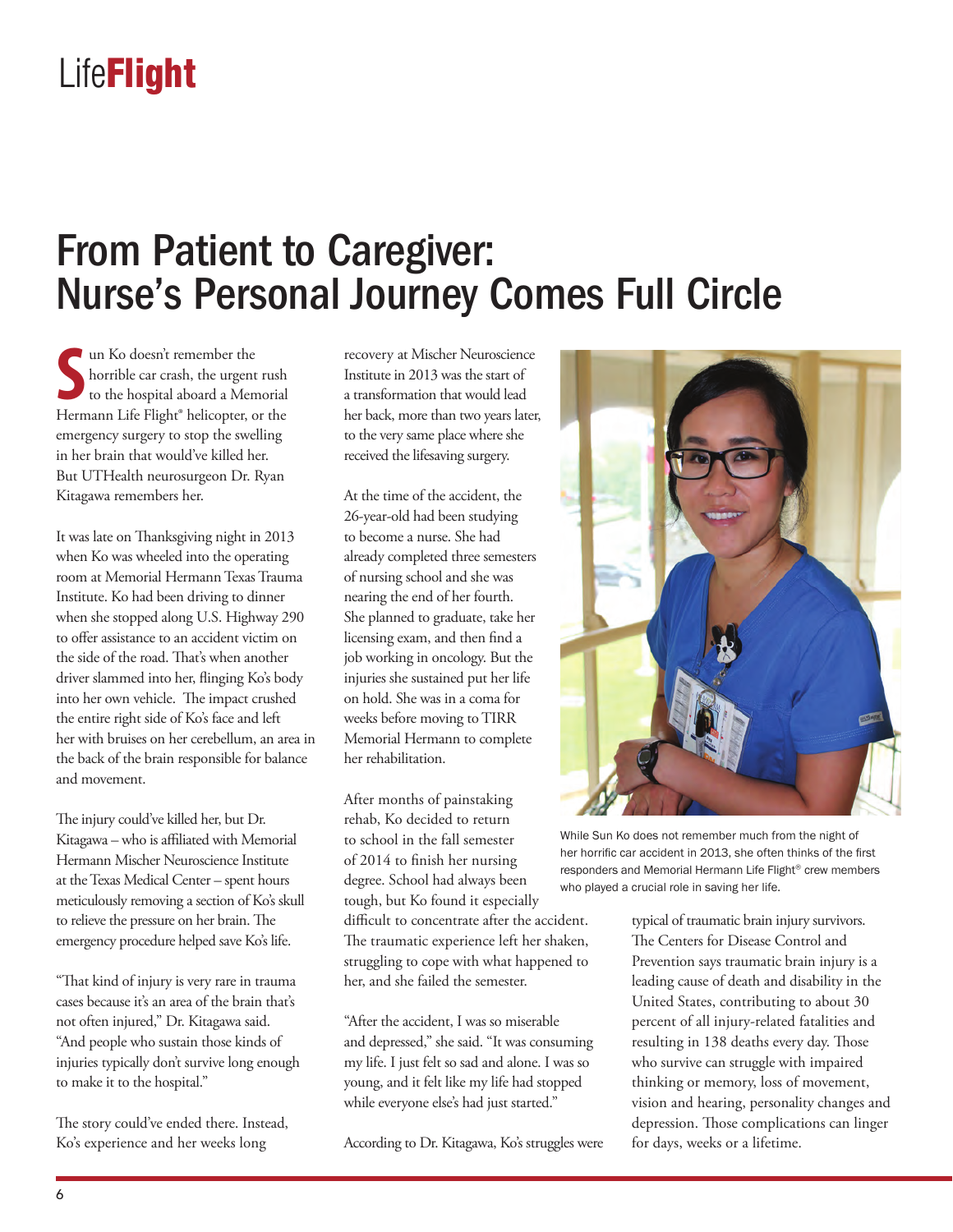# From Patient to Caregiver: Nurse's Personal Journey Comes Full Circle

Sun Ko doesn't remember the horrible car crash, the urgent rush to the hospital aboard a Memorial Hermann Life Flight® helicopter, or the emergency surgery to stop the swelling in her brain that would've killed her. But UTHealth neurosurgeon Dr. Ryan Kitagawa remembers her.

It was late on Thanksgiving night in 2013 when Ko was wheeled into the operating room at Memorial Hermann Texas Trauma Institute. Ko had been driving to dinner when she stopped along U.S. Highway 290 to offer assistance to an accident victim on the side of the road. That's when another driver slammed into her, flinging Ko's body into her own vehicle. The impact crushed the entire right side of Ko's face and left her with bruises on her cerebellum, an area in the back of the brain responsible for balance and movement.

The injury could've killed her, but Dr. Kitagawa – who is affiliated with Memorial Hermann Mischer Neuroscience Institute at the Texas Medical Center – spent hours meticulously removing a section of Ko's skull to relieve the pressure on her brain. The emergency procedure helped save Ko's life.

"That kind of injury is very rare in trauma cases because it's an area of the brain that's not often injured," Dr. Kitagawa said. "And people who sustain those kinds of injuries typically don't survive long enough to make it to the hospital."

The story could've ended there. Instead, Ko's experience and her weeks long recovery at Mischer Neuroscience Institute in 2013 was the start of a transformation that would lead her back, more than two years later, to the very same place where she received the lifesaving surgery.

At the time of the accident, the 26-year-old had been studying to become a nurse. She had already completed three semesters of nursing school and she was nearing the end of her fourth. She planned to graduate, take her licensing exam, and then find a job working in oncology. But the injuries she sustained put her life on hold. She was in a coma for weeks before moving to TIRR Memorial Hermann to complete her rehabilitation.

After months of painstaking rehab, Ko decided to return to school in the fall semester of 2014 to finish her nursing degree. School had always been tough, but Ko found it especially difficult to concentrate after the accident. The traumatic experience left her shaken, struggling to cope with what happened to her, and she failed the semester.

"After the accident, I was so miserable and depressed," she said. "It was consuming my life. I just felt so sad and alone. I was so young, and it felt like my life had stopped while everyone else's had just started."

According to Dr. Kitagawa, Ko's struggles were typical of traumatic brain injury survivors. The Centers for Disease Control and Prevention says traumatic brain injury is a leading cause of death and disability in the United States, contributing to about 30 percent of all injury-related fatalities and resulting in 138 deaths every day. Those who survive can struggle with impaired thinking or memory, loss of movement, vision and hearing, personality changes and depression. Those complications can linger for days, weeks or a lifetime.

While Sun Ko does not remember much from the night of her horrific car accident in 2013, she often thinks of the first responders and Memorial Hermann Life Flight® crew members who played a crucial role in saving her life.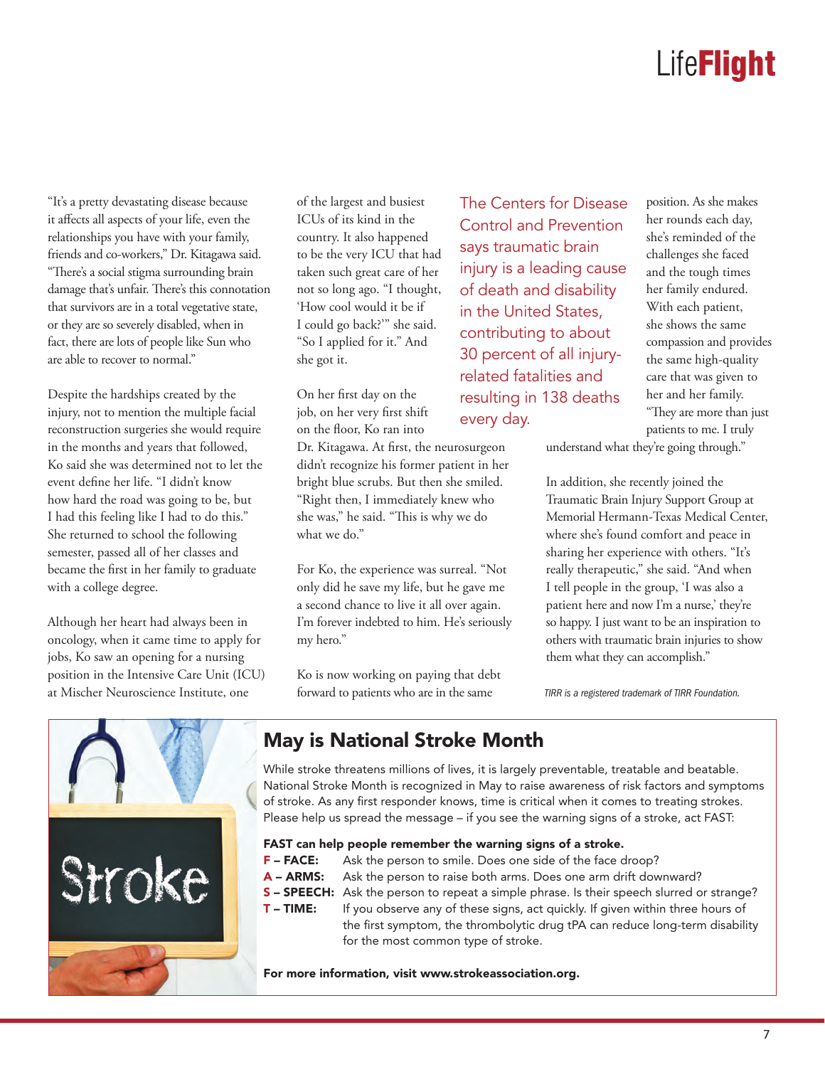"It's a pretty devastating disease because it affects all aspects of your life, even the relationships you have with your family, friends and co-workers," Dr. Kitagawa said. "There's a social stigma surrounding brain damage that's unfair. There's this connotation that survivors are in a total vegetative state, or they are so severely disabled, when in fact, there are lots of people like Sun who are able to recover to normal."

Despite the hardships created by the injury, not to mention the multiple facial reconstruction surgeries she would require in the months and years that followed, Ko said she was determined not to let the event define her life. "I didn't know how hard the road was going to be, but I had this feeling like I had to do this." She returned to school the following semester, passed all of her classes and became the first in her family to graduate with a college degree.

Although her heart had always been in oncology, when it came time to apply for jobs, Ko saw an opening for a nursing position in the Intensive Care Unit (ICU) at Mischer Neuroscience Institute, one of the largest and busiest ICUs of its kind in the country. It also happened to be the very ICU that had taken such great care of her not so long ago. "I thought, 'How cool would it be if I could go back?'" she said. "So I applied for it." And she got it.

On her first day on the job, on her very first shift on the floor, Ko ran into Dr. Kitagawa. At first, the neurosurgeon didn't recognize his former patient in her bright blue scrubs. But then she smiled. "Right then, I immediately knew who she was," he said. "This is why we do what we do."

For Ko, the experience was surreal. "Not only did he save my life, but he gave me a second chance to live it all over again. I'm forever indebted to him. He's seriously my hero."

Ko is now working on paying that debt forward to patients who are in the same position. As she makes her rounds each day, she's reminded of the challenges she faced and the tough times her family endured. With each patient, she shows the same compassion and provides the same high-quality care that was given to her and her family. "They are more than just patients to me. I truly understand what they're going through."

> The Centers for Disease Control and Prevention says traumatic brain injury is a leading cause of death and disability in the United States, contributing to about 30 percent of all injury-related fatalities and resulting in 138 deaths every day.

In addition, she recently joined the Traumatic Brain Injury Support Group at Memorial Hermann-Texas Medical Center, where she's found comfort and peace in sharing her experience with others. "It's really therapeutic," she said. "And when I tell people in the group, 'I was also a patient here and now I'm a nurse,' they're so happy. I just want to be an inspiration to others with traumatic brain injuries to show them what they can accomplish."

*TIRR is a registered trademark of TIRR Foundation.*

## May is National Stroke Month

While stroke threatens millions of lives, it is largely preventable, treatable and beatable. National Stroke Month is recognized in May to raise awareness of risk factors and symptoms of stroke. As any first responder knows, time is critical when it comes to treating strokes. Please help us spread the message – if you see the warning signs of a stroke, act FAST:

**FAST can help people remember the warning signs of a stroke.**

- **F – FACE:** Ask the person to smile. Does one side of the face droop?
- **A – ARMS:** Ask the person to raise both arms. Does one arm drift downward?
- **S – SPEECH:** Ask the person to repeat a simple phrase. Is their speech slurred or strange?
- **T – TIME:** If you observe any of these signs, act quickly. If given within three hours of the first symptom, the thrombolytic drug tPA can reduce long-term disability for the most common type of stroke.

**For more information, visit www.strokeassociation.org.**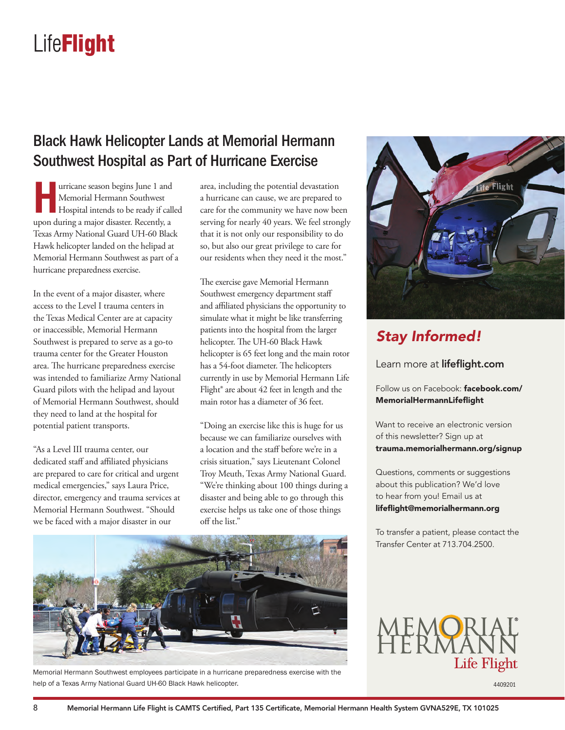# LifeFlight

## Black Hawk Helicopter Lands at Memorial Hermann Southwest Hospital as Part of Hurricane Exercise

Hurricane season begins June 1 and Memorial Hermann Southwest Hospital intends to be ready if called upon during a major disaster. Recently, a Texas Army National Guard UH-60 Black Hawk helicopter landed on the helipad at Memorial Hermann Southwest as part of a hurricane preparedness exercise.

In the event of a major disaster, where access to the Level I trauma centers in the Texas Medical Center are at capacity or inaccessible, Memorial Hermann Southwest is prepared to serve as a go-to trauma center for the Greater Houston area. The hurricane preparedness exercise was intended to familiarize Army National Guard pilots with the helipad and layout of Memorial Hermann Southwest, should they need to land at the hospital for potential patient transports.

"As a Level III trauma center, our dedicated staff and affiliated physicians are prepared to care for critical and urgent medical emergencies," says Laura Price, director, emergency and trauma services at Memorial Hermann Southwest. "Should we be faced with a major disaster in our area, including the potential devastation a hurricane can cause, we are prepared to care for the community we have now been serving for nearly 40 years. We feel strongly that it is not only our responsibility to do so, but also our great privilege to care for our residents when they need it the most."

The exercise gave Memorial Hermann Southwest emergency department staff and affiliated physicians the opportunity to simulate what it might be like transferring patients into the hospital from the larger helicopter. The UH-60 Black Hawk helicopter is 65 feet long and the main rotor has a 54-foot diameter. The helicopters currently in use by Memorial Hermann Life Flight® are about 42 feet in length and the main rotor has a diameter of 36 feet.

"Doing an exercise like this is huge for us because we can familiarize ourselves with a location and the staff before we're in a crisis situation," says Lieutenant Colonel Troy Meuth, Texas Army National Guard. "We're thinking about 100 things during a disaster and being able to go through this exercise helps us take one of those things off the list."

Memorial Hermann Southwest employees participate in a hurricane preparedness exercise with the help of a Texas Army National Guard UH-60 Black Hawk helicopter.

## *Stay Informed!*

Learn more at **lifeflight.com**

Follow us on Facebook: **facebook.com/MemorialHermannLifeflight**

Want to receive an electronic version of this newsletter? Sign up at **trauma.memorialhermann.org/signup**

Questions, comments or suggestions about this publication? We'd love to hear from you! Email us at **lifeflight@memorialhermann.org**

To transfer a patient, please contact the Transfer Center at 713.704.2500.

MEMORIAL HERMANN® Life Flight

4409201

**Memorial Hermann Life Flight is CAMTS Certified, Part 135 Certificate, Memorial Hermann Health System GVNA529E, TX 101025**